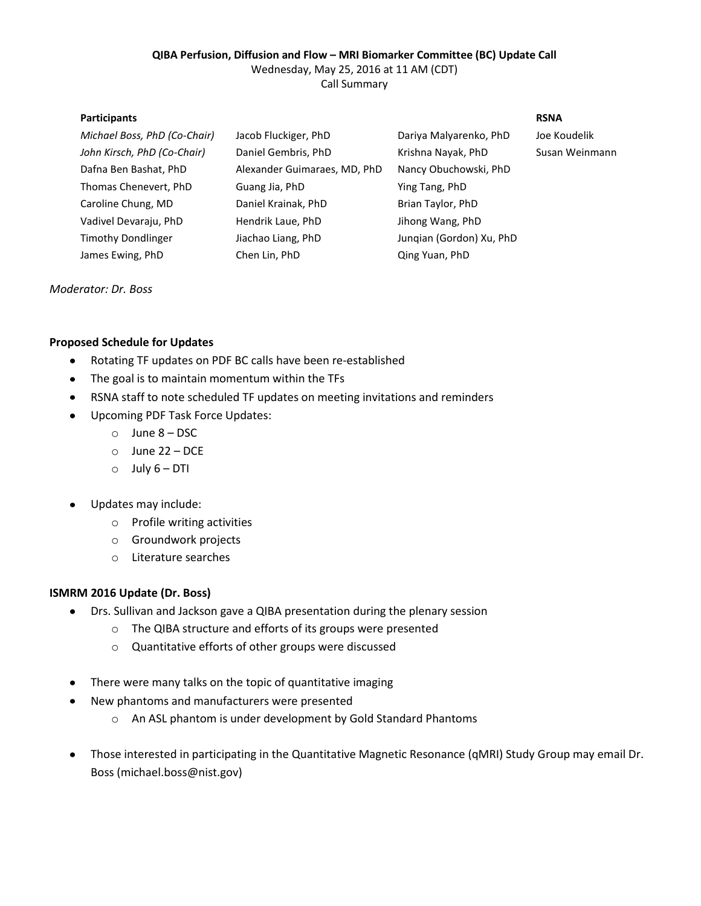**QIBA Perfusion, Diffusion and Flow – MRI Biomarker Committee (BC) Update Call**

Wednesday, May 25, 2016 at 11 AM (CDT)

Call Summary

| **Participants** | | | **RSNA** |
|---|---|---|---|
| *Michael Boss, PhD (Co-Chair)* | Jacob Fluckiger, PhD | Dariya Malyarenko, PhD | Joe Koudelik |
| *John Kirsch, PhD (Co-Chair)* | Daniel Gembris, PhD | Krishna Nayak, PhD | Susan Weinmann |
| Dafna Ben Bashat, PhD | Alexander Guimaraes, MD, PhD | Nancy Obuchowski, PhD | |
| Thomas Chenevert, PhD | Guang Jia, PhD | Ying Tang, PhD | |
| Caroline Chung, MD | Daniel Krainak, PhD | Brian Taylor, PhD | |
| Vadivel Devaraju, PhD | Hendrik Laue, PhD | Jihong Wang, PhD | |
| Timothy Dondlinger | Jiachao Liang, PhD | Junqian (Gordon) Xu, PhD | |
| James Ewing, PhD | Chen Lin, PhD | Qing Yuan, PhD | |

*Moderator: Dr. Boss*

**Proposed Schedule for Updates**

- Rotating TF updates on PDF BC calls have been re-established
- The goal is to maintain momentum within the TFs
- RSNA staff to note scheduled TF updates on meeting invitations and reminders
- Upcoming PDF Task Force Updates:
  - June 8 – DSC
  - June 22 – DCE
  - July 6 – DTI
- Updates may include:
  - Profile writing activities
  - Groundwork projects
  - Literature searches

**ISMRM 2016 Update (Dr. Boss)**

- Drs. Sullivan and Jackson gave a QIBA presentation during the plenary session
  - The QIBA structure and efforts of its groups were presented
  - Quantitative efforts of other groups were discussed
- There were many talks on the topic of quantitative imaging
- New phantoms and manufacturers were presented
  - An ASL phantom is under development by Gold Standard Phantoms
- Those interested in participating in the Quantitative Magnetic Resonance (qMRI) Study Group may email Dr. Boss (michael.boss@nist.gov)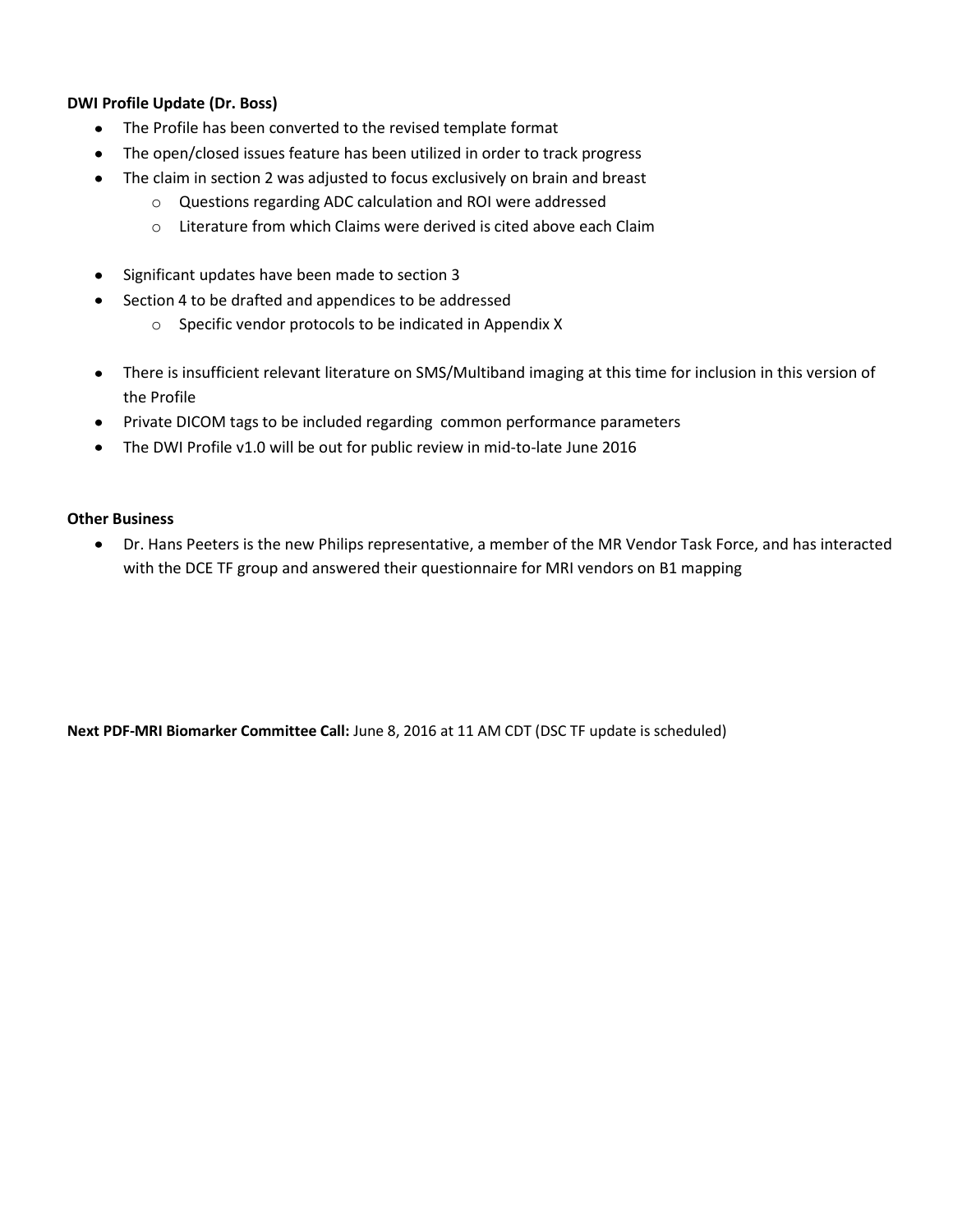**DWI Profile Update (Dr. Boss)**

- The Profile has been converted to the revised template format
- The open/closed issues feature has been utilized in order to track progress
- The claim in section 2 was adjusted to focus exclusively on brain and breast
    - Questions regarding ADC calculation and ROI were addressed
    - Literature from which Claims were derived is cited above each Claim
- Significant updates have been made to section 3
- Section 4 to be drafted and appendices to be addressed
    - Specific vendor protocols to be indicated in Appendix X
- There is insufficient relevant literature on SMS/Multiband imaging at this time for inclusion in this version of the Profile
- Private DICOM tags to be included regarding common performance parameters
- The DWI Profile v1.0 will be out for public review in mid-to-late June 2016

**Other Business**

- Dr. Hans Peeters is the new Philips representative, a member of the MR Vendor Task Force, and has interacted with the DCE TF group and answered their questionnaire for MRI vendors on B1 mapping

**Next PDF-MRI Biomarker Committee Call:** June 8, 2016 at 11 AM CDT (DSC TF update is scheduled)